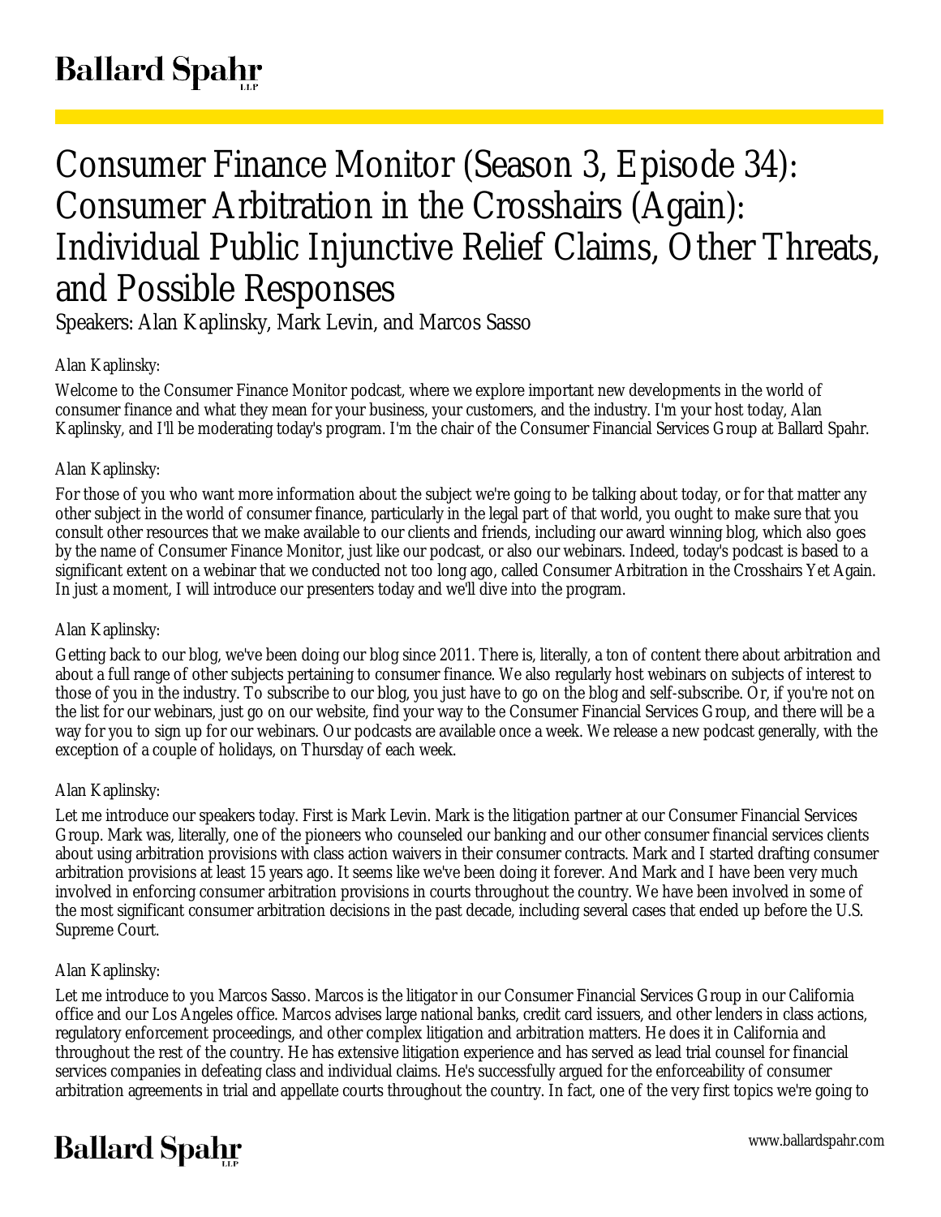# Consumer Finance Monitor (Season 3, Episode 34): Consumer Arbitration in the Crosshairs (Again): Individual Public Injunctive Relief Claims, Other Threats, and Possible Responses

Speakers: Alan Kaplinsky, Mark Levin, and Marcos Sasso

Alan Kaplinsky:

Welcome to the Consumer Finance Monitor podcast, where we explore important new developments in the world of consumer finance and what they mean for your business, your customers, and the industry. I'm your host today, Alan Kaplinsky, and I'll be moderating today's program. I'm the chair of the Consumer Financial Services Group at Ballard Spahr.

Alan Kaplinsky:

For those of you who want more information about the subject we're going to be talking about today, or for that matter any other subject in the world of consumer finance, particularly in the legal part of that world, you ought to make sure that you consult other resources that we make available to our clients and friends, including our award winning blog, which also goes by the name of Consumer Finance Monitor, just like our podcast, or also our webinars. Indeed, today's podcast is based to a significant extent on a webinar that we conducted not too long ago, called Consumer Arbitration in the Crosshairs Yet Again. In just a moment, I will introduce our presenters today and we'll dive into the program.

Alan Kaplinsky:

Getting back to our blog, we've been doing our blog since 2011. There is, literally, a ton of content there about arbitration and about a full range of other subjects pertaining to consumer finance. We also regularly host webinars on subjects of interest to those of you in the industry. To subscribe to our blog, you just have to go on the blog and self-subscribe. Or, if you're not on the list for our webinars, just go on our website, find your way to the Consumer Financial Services Group, and there will be a way for you to sign up for our webinars. Our podcasts are available once a week. We release a new podcast generally, with the exception of a couple of holidays, on Thursday of each week.

Alan Kaplinsky:

Let me introduce our speakers today. First is Mark Levin. Mark is the litigation partner at our Consumer Financial Services Group. Mark was, literally, one of the pioneers who counseled our banking and our other consumer financial services clients about using arbitration provisions with class action waivers in their consumer contracts. Mark and I started drafting consumer arbitration provisions at least 15 years ago. It seems like we've been doing it forever. And Mark and I have been very much involved in enforcing consumer arbitration provisions in courts throughout the country. We have been involved in some of the most significant consumer arbitration decisions in the past decade, including several cases that ended up before the U.S. Supreme Court.

Alan Kaplinsky:

Let me introduce to you Marcos Sasso. Marcos is the litigator in our Consumer Financial Services Group in our California office and our Los Angeles office. Marcos advises large national banks, credit card issuers, and other lenders in class actions, regulatory enforcement proceedings, and other complex litigation and arbitration matters. He does it in California and throughout the rest of the country. He has extensive litigation experience and has served as lead trial counsel for financial services companies in defeating class and individual claims. He's successfully argued for the enforceability of consumer arbitration agreements in trial and appellate courts throughout the country. In fact, one of the very first topics we're going to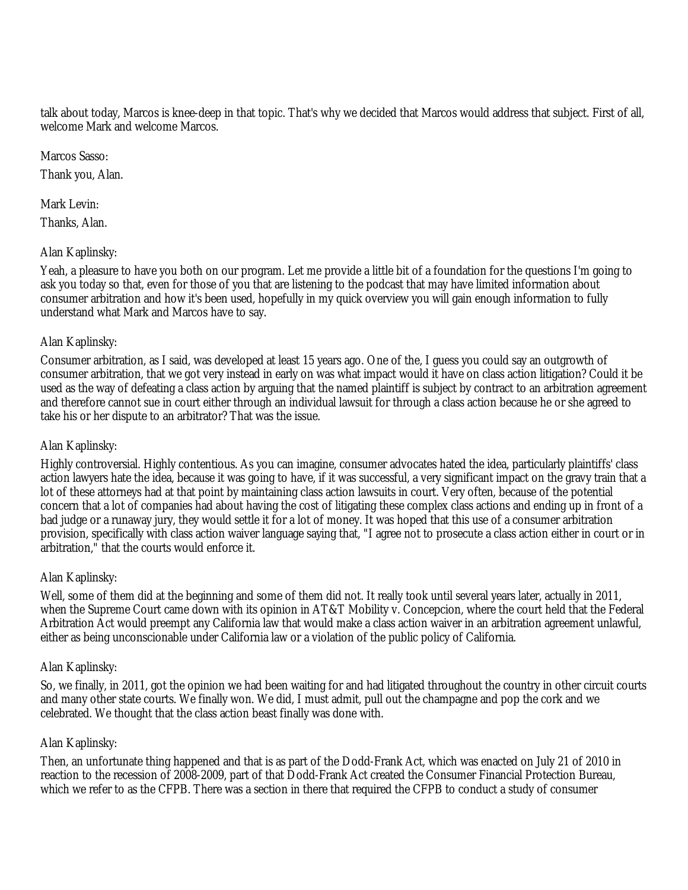talk about today, Marcos is knee-deep in that topic. That's why we decided that Marcos would address that subject. First of all, welcome Mark and welcome Marcos.

Marcos Sasso:

Thank you, Alan.

Mark Levin:

Thanks, Alan.

Alan Kaplinsky:

Yeah, a pleasure to have you both on our program. Let me provide a little bit of a foundation for the questions I'm going to ask you today so that, even for those of you that are listening to the podcast that may have limited information about consumer arbitration and how it's been used, hopefully in my quick overview you will gain enough information to fully understand what Mark and Marcos have to say.

Alan Kaplinsky:

Consumer arbitration, as I said, was developed at least 15 years ago. One of the, I guess you could say an outgrowth of consumer arbitration, that we got very instead in early on was what impact would it have on class action litigation? Could it be used as the way of defeating a class action by arguing that the named plaintiff is subject by contract to an arbitration agreement and therefore cannot sue in court either through an individual lawsuit for through a class action because he or she agreed to take his or her dispute to an arbitrator? That was the issue.

Alan Kaplinsky:

Highly controversial. Highly contentious. As you can imagine, consumer advocates hated the idea, particularly plaintiffs' class action lawyers hate the idea, because it was going to have, if it was successful, a very significant impact on the gravy train that a lot of these attorneys had at that point by maintaining class action lawsuits in court. Very often, because of the potential concern that a lot of companies had about having the cost of litigating these complex class actions and ending up in front of a bad judge or a runaway jury, they would settle it for a lot of money. It was hoped that this use of a consumer arbitration provision, specifically with class action waiver language saying that, "I agree not to prosecute a class action either in court or in arbitration," that the courts would enforce it.

Alan Kaplinsky:

Well, some of them did at the beginning and some of them did not. It really took until several years later, actually in 2011, when the Supreme Court came down with its opinion in AT&T Mobility v. Concepcion, where the court held that the Federal Arbitration Act would preempt any California law that would make a class action waiver in an arbitration agreement unlawful, either as being unconscionable under California law or a violation of the public policy of California.

Alan Kaplinsky:

So, we finally, in 2011, got the opinion we had been waiting for and had litigated throughout the country in other circuit courts and many other state courts. We finally won. We did, I must admit, pull out the champagne and pop the cork and we celebrated. We thought that the class action beast finally was done with.

Alan Kaplinsky:

Then, an unfortunate thing happened and that is as part of the Dodd-Frank Act, which was enacted on July 21 of 2010 in reaction to the recession of 2008-2009, part of that Dodd-Frank Act created the Consumer Financial Protection Bureau, which we refer to as the CFPB. There was a section in there that required the CFPB to conduct a study of consumer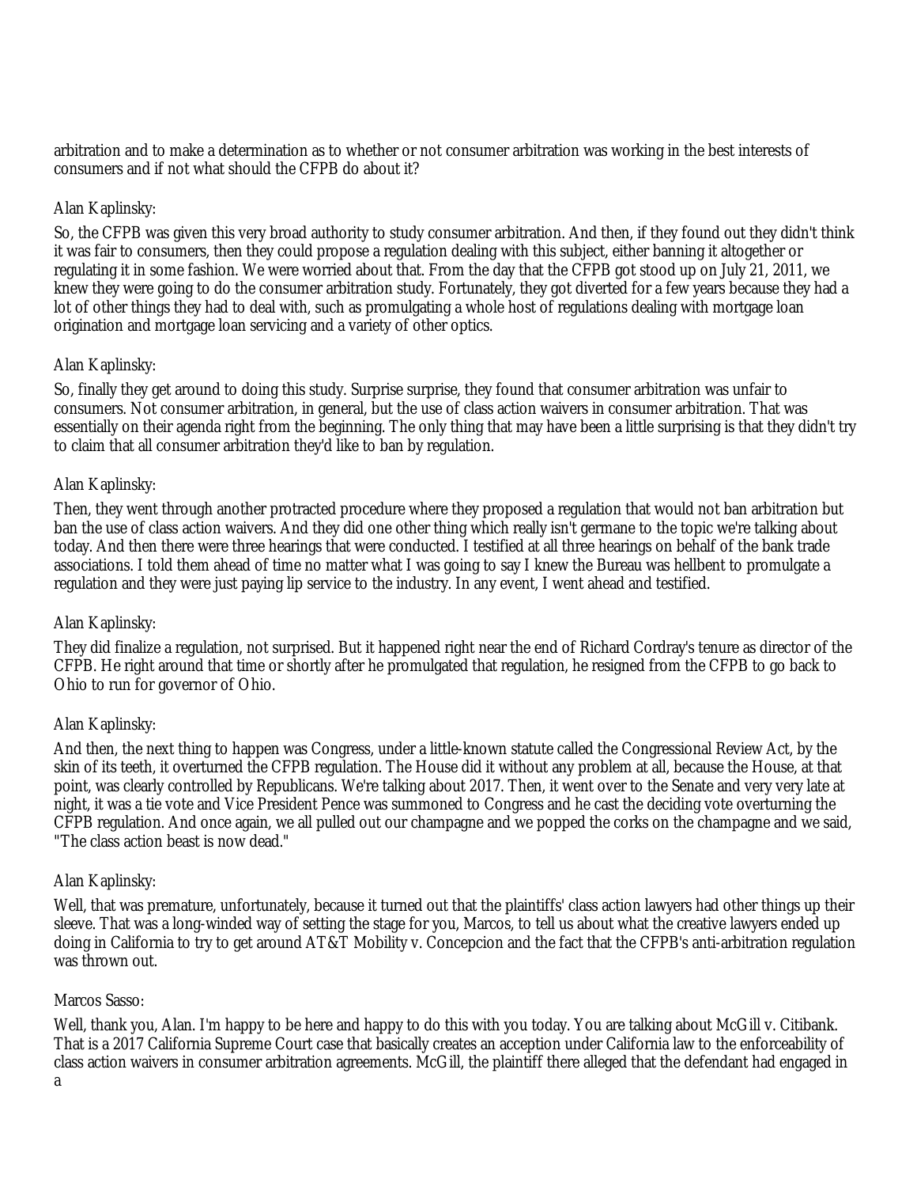arbitration and to make a determination as to whether or not consumer arbitration was working in the best interests of consumers and if not what should the CFPB do about it?

Alan Kaplinsky:

So, the CFPB was given this very broad authority to study consumer arbitration. And then, if they found out they didn't think it was fair to consumers, then they could propose a regulation dealing with this subject, either banning it altogether or regulating it in some fashion. We were worried about that. From the day that the CFPB got stood up on July 21, 2011, we knew they were going to do the consumer arbitration study. Fortunately, they got diverted for a few years because they had a lot of other things they had to deal with, such as promulgating a whole host of regulations dealing with mortgage loan origination and mortgage loan servicing and a variety of other optics.

Alan Kaplinsky:

So, finally they get around to doing this study. Surprise surprise, they found that consumer arbitration was unfair to consumers. Not consumer arbitration, in general, but the use of class action waivers in consumer arbitration. That was essentially on their agenda right from the beginning. The only thing that may have been a little surprising is that they didn't try to claim that all consumer arbitration they'd like to ban by regulation.

Alan Kaplinsky:

Then, they went through another protracted procedure where they proposed a regulation that would not ban arbitration but ban the use of class action waivers. And they did one other thing which really isn't germane to the topic we're talking about today. And then there were three hearings that were conducted. I testified at all three hearings on behalf of the bank trade associations. I told them ahead of time no matter what I was going to say I knew the Bureau was hellbent to promulgate a regulation and they were just paying lip service to the industry. In any event, I went ahead and testified.

Alan Kaplinsky:

They did finalize a regulation, not surprised. But it happened right near the end of Richard Cordray's tenure as director of the CFPB. He right around that time or shortly after he promulgated that regulation, he resigned from the CFPB to go back to Ohio to run for governor of Ohio.

Alan Kaplinsky:

And then, the next thing to happen was Congress, under a little-known statute called the Congressional Review Act, by the skin of its teeth, it overturned the CFPB regulation. The House did it without any problem at all, because the House, at that point, was clearly controlled by Republicans. We're talking about 2017. Then, it went over to the Senate and very very late at night, it was a tie vote and Vice President Pence was summoned to Congress and he cast the deciding vote overturning the CFPB regulation. And once again, we all pulled out our champagne and we popped the corks on the champagne and we said, "The class action beast is now dead."

Alan Kaplinsky:

Well, that was premature, unfortunately, because it turned out that the plaintiffs' class action lawyers had other things up their sleeve. That was a long-winded way of setting the stage for you, Marcos, to tell us about what the creative lawyers ended up doing in California to try to get around AT&T Mobility v. Concepcion and the fact that the CFPB's anti-arbitration regulation was thrown out.

Marcos Sasso:

Well, thank you, Alan. I'm happy to be here and happy to do this with you today. You are talking about McGill v. Citibank. That is a 2017 California Supreme Court case that basically creates an acception under California law to the enforceability of class action waivers in consumer arbitration agreements. McGill, the plaintiff there alleged that the defendant had engaged in a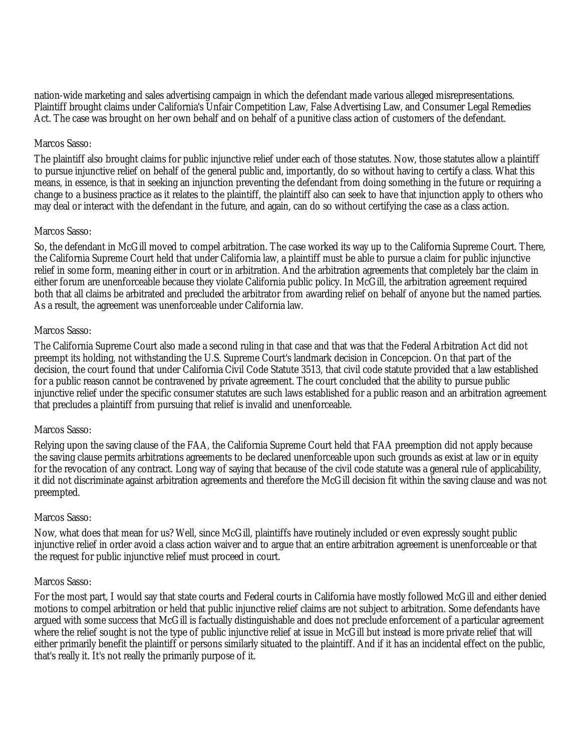nation-wide marketing and sales advertising campaign in which the defendant made various alleged misrepresentations. Plaintiff brought claims under California's Unfair Competition Law, False Advertising Law, and Consumer Legal Remedies Act. The case was brought on her own behalf and on behalf of a punitive class action of customers of the defendant.

Marcos Sasso:

The plaintiff also brought claims for public injunctive relief under each of those statutes. Now, those statutes allow a plaintiff to pursue injunctive relief on behalf of the general public and, importantly, do so without having to certify a class. What this means, in essence, is that in seeking an injunction preventing the defendant from doing something in the future or requiring a change to a business practice as it relates to the plaintiff, the plaintiff also can seek to have that injunction apply to others who may deal or interact with the defendant in the future, and again, can do so without certifying the case as a class action.

Marcos Sasso:

So, the defendant in McGill moved to compel arbitration. The case worked its way up to the California Supreme Court. There, the California Supreme Court held that under California law, a plaintiff must be able to pursue a claim for public injunctive relief in some form, meaning either in court or in arbitration. And the arbitration agreements that completely bar the claim in either forum are unenforceable because they violate California public policy. In McGill, the arbitration agreement required both that all claims be arbitrated and precluded the arbitrator from awarding relief on behalf of anyone but the named parties. As a result, the agreement was unenforceable under California law.

Marcos Sasso:

The California Supreme Court also made a second ruling in that case and that was that the Federal Arbitration Act did not preempt its holding, not withstanding the U.S. Supreme Court's landmark decision in Concepcion. On that part of the decision, the court found that under California Civil Code Statute 3513, that civil code statute provided that a law established for a public reason cannot be contravened by private agreement. The court concluded that the ability to pursue public injunctive relief under the specific consumer statutes are such laws established for a public reason and an arbitration agreement that precludes a plaintiff from pursuing that relief is invalid and unenforceable.

Marcos Sasso:

Relying upon the saving clause of the FAA, the California Supreme Court held that FAA preemption did not apply because the saving clause permits arbitrations agreements to be declared unenforceable upon such grounds as exist at law or in equity for the revocation of any contract. Long way of saying that because of the civil code statute was a general rule of applicability, it did not discriminate against arbitration agreements and therefore the McGill decision fit within the saving clause and was not preempted.

Marcos Sasso:

Now, what does that mean for us? Well, since McGill, plaintiffs have routinely included or even expressly sought public injunctive relief in order avoid a class action waiver and to argue that an entire arbitration agreement is unenforceable or that the request for public injunctive relief must proceed in court.

Marcos Sasso:

For the most part, I would say that state courts and Federal courts in California have mostly followed McGill and either denied motions to compel arbitration or held that public injunctive relief claims are not subject to arbitration. Some defendants have argued with some success that McGill is factually distinguishable and does not preclude enforcement of a particular agreement where the relief sought is not the type of public injunctive relief at issue in McGill but instead is more private relief that will either primarily benefit the plaintiff or persons similarly situated to the plaintiff. And if it has an incidental effect on the public, that's really it. It's not really the primarily purpose of it.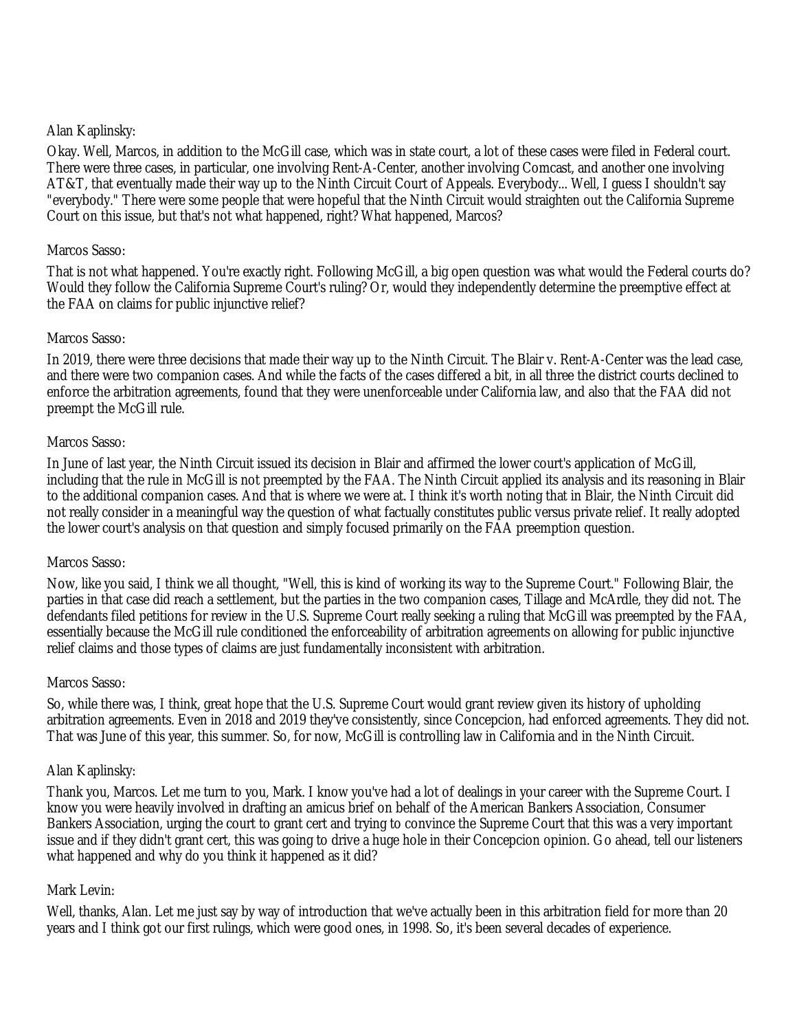Alan Kaplinsky:

Okay. Well, Marcos, in addition to the McGill case, which was in state court, a lot of these cases were filed in Federal court. There were three cases, in particular, one involving Rent-A-Center, another involving Comcast, and another one involving AT&T, that eventually made their way up to the Ninth Circuit Court of Appeals. Everybody... Well, I guess I shouldn't say "everybody." There were some people that were hopeful that the Ninth Circuit would straighten out the California Supreme Court on this issue, but that's not what happened, right? What happened, Marcos?

Marcos Sasso:

That is not what happened. You're exactly right. Following McGill, a big open question was what would the Federal courts do? Would they follow the California Supreme Court's ruling? Or, would they independently determine the preemptive effect at the FAA on claims for public injunctive relief?

Marcos Sasso:

In 2019, there were three decisions that made their way up to the Ninth Circuit. The Blair v. Rent-A-Center was the lead case, and there were two companion cases. And while the facts of the cases differed a bit, in all three the district courts declined to enforce the arbitration agreements, found that they were unenforceable under California law, and also that the FAA did not preempt the McGill rule.

Marcos Sasso:

In June of last year, the Ninth Circuit issued its decision in Blair and affirmed the lower court's application of McGill, including that the rule in McGill is not preempted by the FAA. The Ninth Circuit applied its analysis and its reasoning in Blair to the additional companion cases. And that is where we were at. I think it's worth noting that in Blair, the Ninth Circuit did not really consider in a meaningful way the question of what factually constitutes public versus private relief. It really adopted the lower court's analysis on that question and simply focused primarily on the FAA preemption question.

Marcos Sasso:

Now, like you said, I think we all thought, "Well, this is kind of working its way to the Supreme Court." Following Blair, the parties in that case did reach a settlement, but the parties in the two companion cases, Tillage and McArdle, they did not. The defendants filed petitions for review in the U.S. Supreme Court really seeking a ruling that McGill was preempted by the FAA, essentially because the McGill rule conditioned the enforceability of arbitration agreements on allowing for public injunctive relief claims and those types of claims are just fundamentally inconsistent with arbitration.

Marcos Sasso:

So, while there was, I think, great hope that the U.S. Supreme Court would grant review given its history of upholding arbitration agreements. Even in 2018 and 2019 they've consistently, since Concepcion, had enforced agreements. They did not. That was June of this year, this summer. So, for now, McGill is controlling law in California and in the Ninth Circuit.

Alan Kaplinsky:

Thank you, Marcos. Let me turn to you, Mark. I know you've had a lot of dealings in your career with the Supreme Court. I know you were heavily involved in drafting an amicus brief on behalf of the American Bankers Association, Consumer Bankers Association, urging the court to grant cert and trying to convince the Supreme Court that this was a very important issue and if they didn't grant cert, this was going to drive a huge hole in their Concepcion opinion. Go ahead, tell our listeners what happened and why do you think it happened as it did?

Mark Levin:

Well, thanks, Alan. Let me just say by way of introduction that we've actually been in this arbitration field for more than 20 years and I think got our first rulings, which were good ones, in 1998. So, it's been several decades of experience.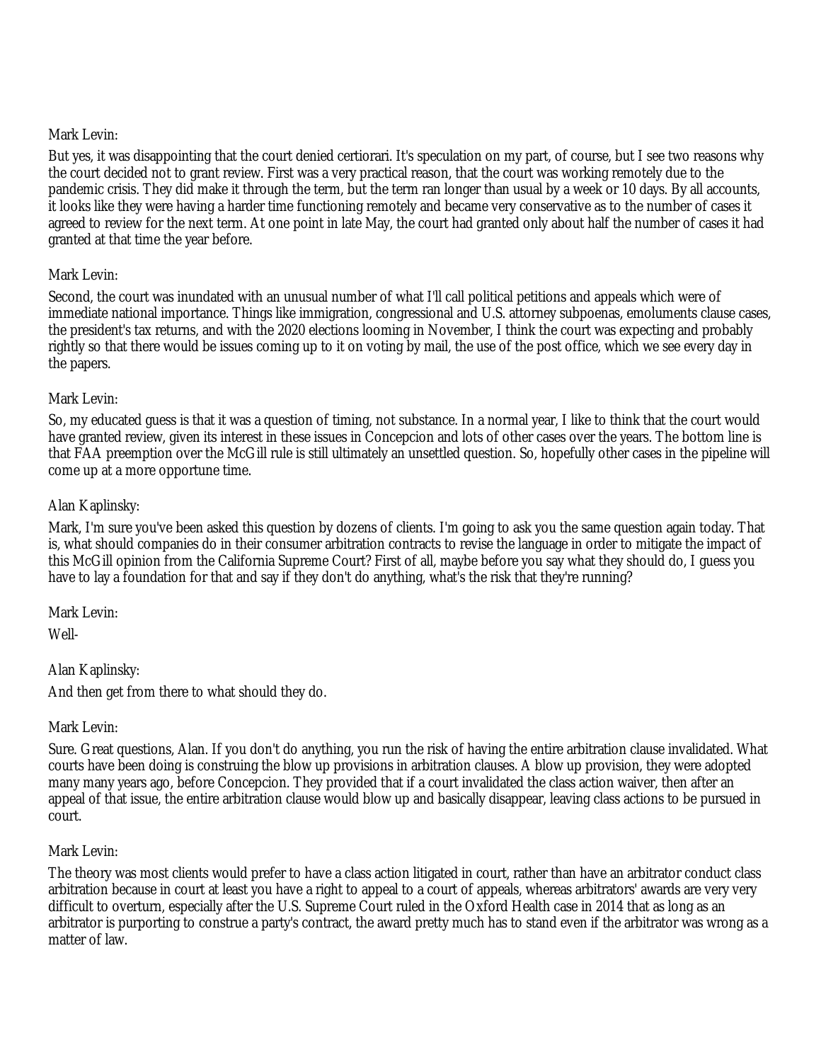Mark Levin:

But yes, it was disappointing that the court denied certiorari. It's speculation on my part, of course, but I see two reasons why the court decided not to grant review. First was a very practical reason, that the court was working remotely due to the pandemic crisis. They did make it through the term, but the term ran longer than usual by a week or 10 days. By all accounts, it looks like they were having a harder time functioning remotely and became very conservative as to the number of cases it agreed to review for the next term. At one point in late May, the court had granted only about half the number of cases it had granted at that time the year before.

Mark Levin:

Second, the court was inundated with an unusual number of what I'll call political petitions and appeals which were of immediate national importance. Things like immigration, congressional and U.S. attorney subpoenas, emoluments clause cases, the president's tax returns, and with the 2020 elections looming in November, I think the court was expecting and probably rightly so that there would be issues coming up to it on voting by mail, the use of the post office, which we see every day in the papers.

Mark Levin:

So, my educated guess is that it was a question of timing, not substance. In a normal year, I like to think that the court would have granted review, given its interest in these issues in Concepcion and lots of other cases over the years. The bottom line is that FAA preemption over the McGill rule is still ultimately an unsettled question. So, hopefully other cases in the pipeline will come up at a more opportune time.

Alan Kaplinsky:

Mark, I'm sure you've been asked this question by dozens of clients. I'm going to ask you the same question again today. That is, what should companies do in their consumer arbitration contracts to revise the language in order to mitigate the impact of this McGill opinion from the California Supreme Court? First of all, maybe before you say what they should do, I guess you have to lay a foundation for that and say if they don't do anything, what's the risk that they're running?

Mark Levin:

Well-

Alan Kaplinsky:

And then get from there to what should they do.

Mark Levin:

Sure. Great questions, Alan. If you don't do anything, you run the risk of having the entire arbitration clause invalidated. What courts have been doing is construing the blow up provisions in arbitration clauses. A blow up provision, they were adopted many many years ago, before Concepcion. They provided that if a court invalidated the class action waiver, then after an appeal of that issue, the entire arbitration clause would blow up and basically disappear, leaving class actions to be pursued in court.

Mark Levin:

The theory was most clients would prefer to have a class action litigated in court, rather than have an arbitrator conduct class arbitration because in court at least you have a right to appeal to a court of appeals, whereas arbitrators' awards are very very difficult to overturn, especially after the U.S. Supreme Court ruled in the Oxford Health case in 2014 that as long as an arbitrator is purporting to construe a party's contract, the award pretty much has to stand even if the arbitrator was wrong as a matter of law.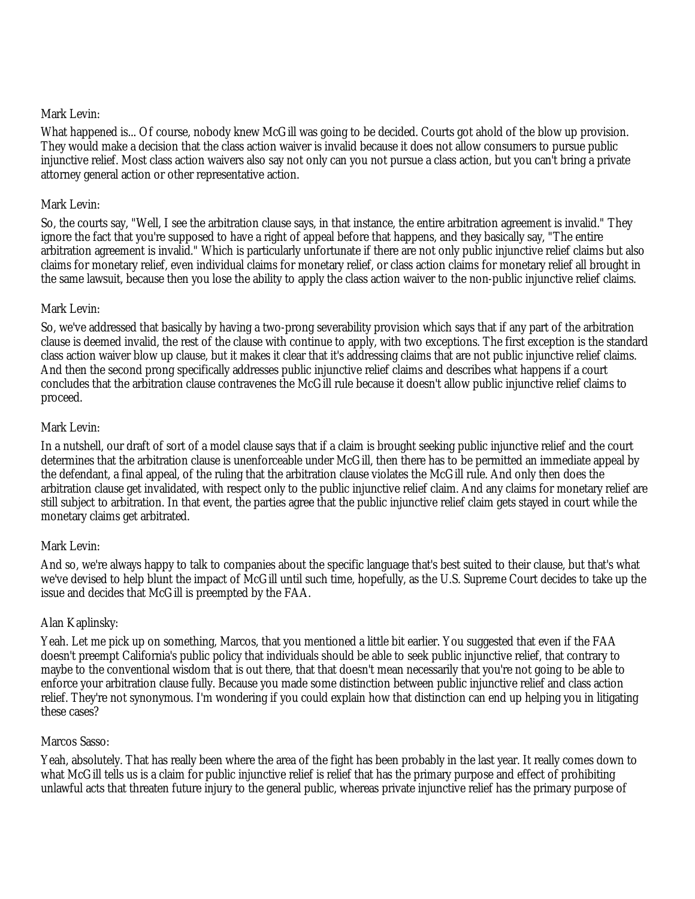Mark Levin:

What happened is... Of course, nobody knew McGill was going to be decided. Courts got ahold of the blow up provision. They would make a decision that the class action waiver is invalid because it does not allow consumers to pursue public injunctive relief. Most class action waivers also say not only can you not pursue a class action, but you can't bring a private attorney general action or other representative action.

Mark Levin:

So, the courts say, "Well, I see the arbitration clause says, in that instance, the entire arbitration agreement is invalid." They ignore the fact that you're supposed to have a right of appeal before that happens, and they basically say, "The entire arbitration agreement is invalid." Which is particularly unfortunate if there are not only public injunctive relief claims but also claims for monetary relief, even individual claims for monetary relief, or class action claims for monetary relief all brought in the same lawsuit, because then you lose the ability to apply the class action waiver to the non-public injunctive relief claims.

Mark Levin:

So, we've addressed that basically by having a two-prong severability provision which says that if any part of the arbitration clause is deemed invalid, the rest of the clause with continue to apply, with two exceptions. The first exception is the standard class action waiver blow up clause, but it makes it clear that it's addressing claims that are not public injunctive relief claims. And then the second prong specifically addresses public injunctive relief claims and describes what happens if a court concludes that the arbitration clause contravenes the McGill rule because it doesn't allow public injunctive relief claims to proceed.

Mark Levin:

In a nutshell, our draft of sort of a model clause says that if a claim is brought seeking public injunctive relief and the court determines that the arbitration clause is unenforceable under McGill, then there has to be permitted an immediate appeal by the defendant, a final appeal, of the ruling that the arbitration clause violates the McGill rule. And only then does the arbitration clause get invalidated, with respect only to the public injunctive relief claim. And any claims for monetary relief are still subject to arbitration. In that event, the parties agree that the public injunctive relief claim gets stayed in court while the monetary claims get arbitrated.

Mark Levin:

And so, we're always happy to talk to companies about the specific language that's best suited to their clause, but that's what we've devised to help blunt the impact of McGill until such time, hopefully, as the U.S. Supreme Court decides to take up the issue and decides that McGill is preempted by the FAA.

Alan Kaplinsky:

Yeah. Let me pick up on something, Marcos, that you mentioned a little bit earlier. You suggested that even if the FAA doesn't preempt California's public policy that individuals should be able to seek public injunctive relief, that contrary to maybe to the conventional wisdom that is out there, that that doesn't mean necessarily that you're not going to be able to enforce your arbitration clause fully. Because you made some distinction between public injunctive relief and class action relief. They're not synonymous. I'm wondering if you could explain how that distinction can end up helping you in litigating these cases?

Marcos Sasso:

Yeah, absolutely. That has really been where the area of the fight has been probably in the last year. It really comes down to what McGill tells us is a claim for public injunctive relief is relief that has the primary purpose and effect of prohibiting unlawful acts that threaten future injury to the general public, whereas private injunctive relief has the primary purpose of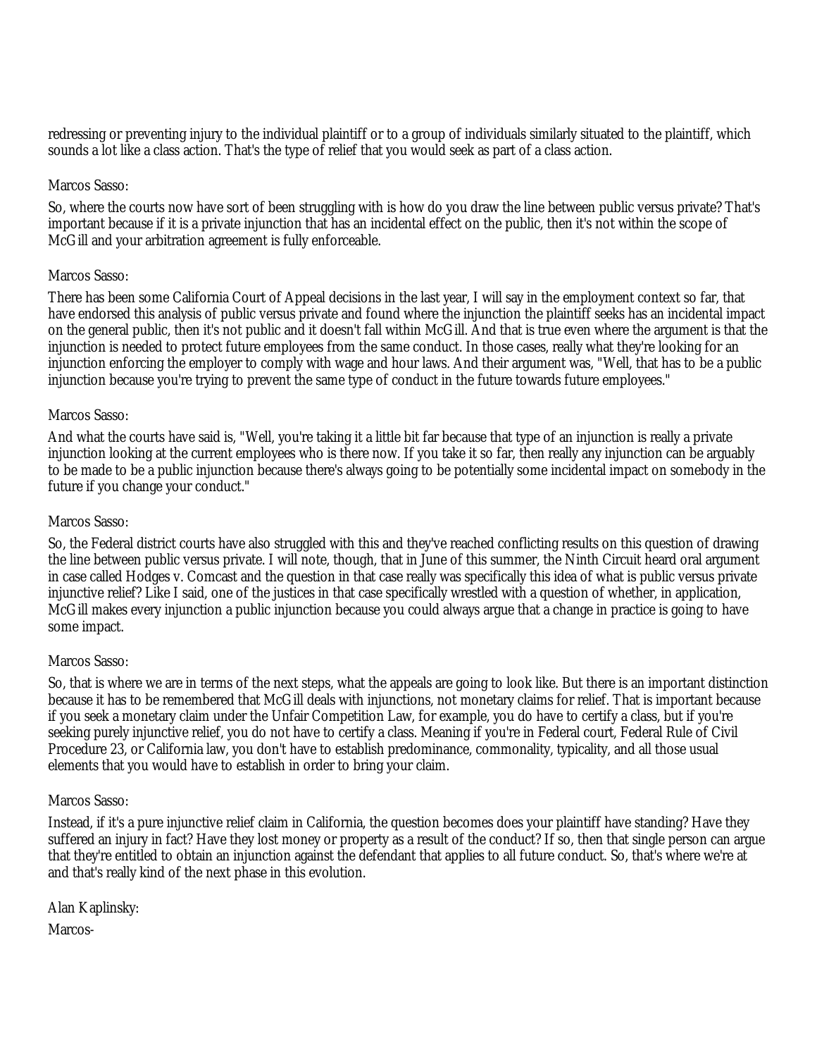redressing or preventing injury to the individual plaintiff or to a group of individuals similarly situated to the plaintiff, which sounds a lot like a class action. That's the type of relief that you would seek as part of a class action.

Marcos Sasso:

So, where the courts now have sort of been struggling with is how do you draw the line between public versus private? That's important because if it is a private injunction that has an incidental effect on the public, then it's not within the scope of McGill and your arbitration agreement is fully enforceable.

Marcos Sasso:

There has been some California Court of Appeal decisions in the last year, I will say in the employment context so far, that have endorsed this analysis of public versus private and found where the injunction the plaintiff seeks has an incidental impact on the general public, then it's not public and it doesn't fall within McGill. And that is true even where the argument is that the injunction is needed to protect future employees from the same conduct. In those cases, really what they're looking for an injunction enforcing the employer to comply with wage and hour laws. And their argument was, "Well, that has to be a public injunction because you're trying to prevent the same type of conduct in the future towards future employees."

Marcos Sasso:

And what the courts have said is, "Well, you're taking it a little bit far because that type of an injunction is really a private injunction looking at the current employees who is there now. If you take it so far, then really any injunction can be arguably to be made to be a public injunction because there's always going to be potentially some incidental impact on somebody in the future if you change your conduct."

Marcos Sasso:

So, the Federal district courts have also struggled with this and they've reached conflicting results on this question of drawing the line between public versus private. I will note, though, that in June of this summer, the Ninth Circuit heard oral argument in case called Hodges v. Comcast and the question in that case really was specifically this idea of what is public versus private injunctive relief? Like I said, one of the justices in that case specifically wrestled with a question of whether, in application, McGill makes every injunction a public injunction because you could always argue that a change in practice is going to have some impact.

Marcos Sasso:

So, that is where we are in terms of the next steps, what the appeals are going to look like. But there is an important distinction because it has to be remembered that McGill deals with injunctions, not monetary claims for relief. That is important because if you seek a monetary claim under the Unfair Competition Law, for example, you do have to certify a class, but if you're seeking purely injunctive relief, you do not have to certify a class. Meaning if you're in Federal court, Federal Rule of Civil Procedure 23, or California law, you don't have to establish predominance, commonality, typicality, and all those usual elements that you would have to establish in order to bring your claim.

Marcos Sasso:

Instead, if it's a pure injunctive relief claim in California, the question becomes does your plaintiff have standing? Have they suffered an injury in fact? Have they lost money or property as a result of the conduct? If so, then that single person can argue that they're entitled to obtain an injunction against the defendant that applies to all future conduct. So, that's where we're at and that's really kind of the next phase in this evolution.

Alan Kaplinsky:

Marcos-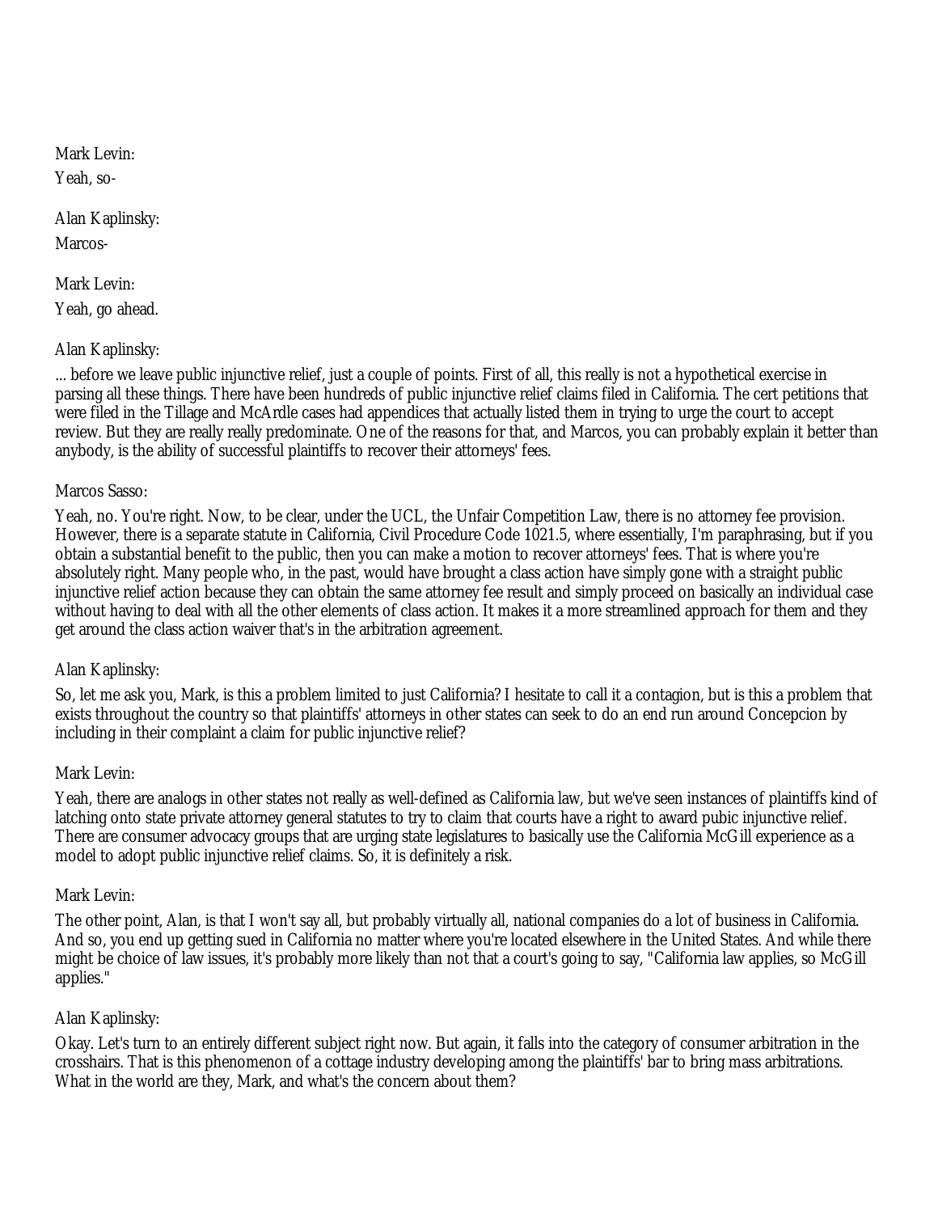Mark Levin:

Yeah, so-

Alan Kaplinsky:

Marcos-

Mark Levin:

Yeah, go ahead.

Alan Kaplinsky:

... before we leave public injunctive relief, just a couple of points. First of all, this really is not a hypothetical exercise in parsing all these things. There have been hundreds of public injunctive relief claims filed in California. The cert petitions that were filed in the Tillage and McArdle cases had appendices that actually listed them in trying to urge the court to accept review. But they are really really predominate. One of the reasons for that, and Marcos, you can probably explain it better than anybody, is the ability of successful plaintiffs to recover their attorneys' fees.

Marcos Sasso:

Yeah, no. You're right. Now, to be clear, under the UCL, the Unfair Competition Law, there is no attorney fee provision. However, there is a separate statute in California, Civil Procedure Code 1021.5, where essentially, I'm paraphrasing, but if you obtain a substantial benefit to the public, then you can make a motion to recover attorneys' fees. That is where you're absolutely right. Many people who, in the past, would have brought a class action have simply gone with a straight public injunctive relief action because they can obtain the same attorney fee result and simply proceed on basically an individual case without having to deal with all the other elements of class action. It makes it a more streamlined approach for them and they get around the class action waiver that's in the arbitration agreement.

Alan Kaplinsky:

So, let me ask you, Mark, is this a problem limited to just California? I hesitate to call it a contagion, but is this a problem that exists throughout the country so that plaintiffs' attorneys in other states can seek to do an end run around Concepcion by including in their complaint a claim for public injunctive relief?

Mark Levin:

Yeah, there are analogs in other states not really as well-defined as California law, but we've seen instances of plaintiffs kind of latching onto state private attorney general statutes to try to claim that courts have a right to award pubic injunctive relief. There are consumer advocacy groups that are urging state legislatures to basically use the California McGill experience as a model to adopt public injunctive relief claims. So, it is definitely a risk.

Mark Levin:

The other point, Alan, is that I won't say all, but probably virtually all, national companies do a lot of business in California. And so, you end up getting sued in California no matter where you're located elsewhere in the United States. And while there might be choice of law issues, it's probably more likely than not that a court's going to say, "California law applies, so McGill applies."

Alan Kaplinsky:

Okay. Let's turn to an entirely different subject right now. But again, it falls into the category of consumer arbitration in the crosshairs. That is this phenomenon of a cottage industry developing among the plaintiffs' bar to bring mass arbitrations. What in the world are they, Mark, and what's the concern about them?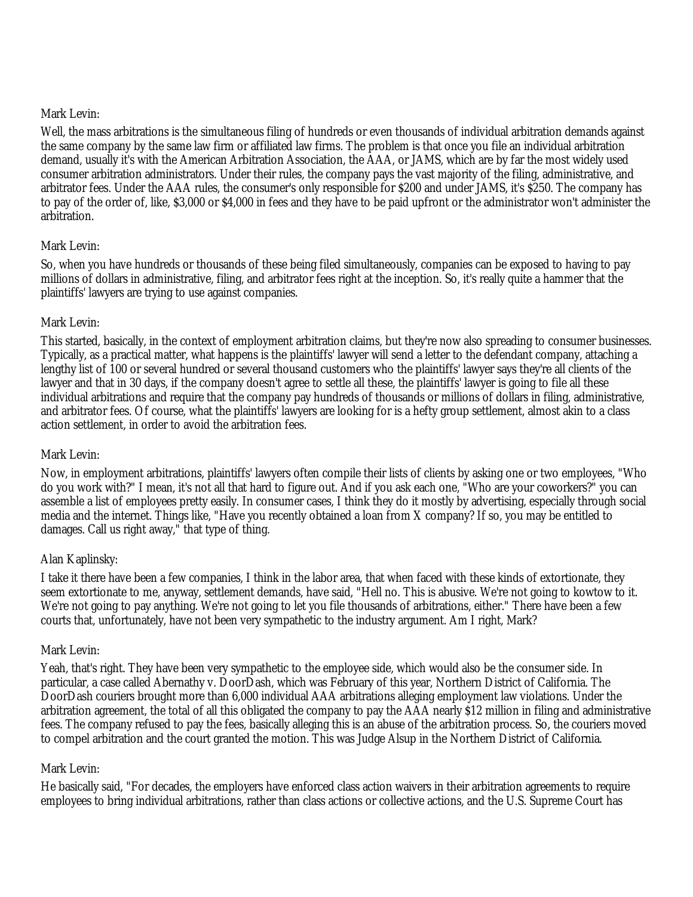Mark Levin:

Well, the mass arbitrations is the simultaneous filing of hundreds or even thousands of individual arbitration demands against the same company by the same law firm or affiliated law firms. The problem is that once you file an individual arbitration demand, usually it's with the American Arbitration Association, the AAA, or JAMS, which are by far the most widely used consumer arbitration administrators. Under their rules, the company pays the vast majority of the filing, administrative, and arbitrator fees. Under the AAA rules, the consumer's only responsible for $200 and under JAMS, it's $250. The company has to pay of the order of, like, $3,000 or $4,000 in fees and they have to be paid upfront or the administrator won't administer the arbitration.

Mark Levin:

So, when you have hundreds or thousands of these being filed simultaneously, companies can be exposed to having to pay millions of dollars in administrative, filing, and arbitrator fees right at the inception. So, it's really quite a hammer that the plaintiffs' lawyers are trying to use against companies.

Mark Levin:

This started, basically, in the context of employment arbitration claims, but they're now also spreading to consumer businesses. Typically, as a practical matter, what happens is the plaintiffs' lawyer will send a letter to the defendant company, attaching a lengthy list of 100 or several hundred or several thousand customers who the plaintiffs' lawyer says they're all clients of the lawyer and that in 30 days, if the company doesn't agree to settle all these, the plaintiffs' lawyer is going to file all these individual arbitrations and require that the company pay hundreds of thousands or millions of dollars in filing, administrative, and arbitrator fees. Of course, what the plaintiffs' lawyers are looking for is a hefty group settlement, almost akin to a class action settlement, in order to avoid the arbitration fees.

Mark Levin:

Now, in employment arbitrations, plaintiffs' lawyers often compile their lists of clients by asking one or two employees, "Who do you work with?" I mean, it's not all that hard to figure out. And if you ask each one, "Who are your coworkers?" you can assemble a list of employees pretty easily. In consumer cases, I think they do it mostly by advertising, especially through social media and the internet. Things like, "Have you recently obtained a loan from X company? If so, you may be entitled to damages. Call us right away," that type of thing.

Alan Kaplinsky:

I take it there have been a few companies, I think in the labor area, that when faced with these kinds of extortionate, they seem extortionate to me, anyway, settlement demands, have said, "Hell no. This is abusive. We're not going to kowtow to it. We're not going to pay anything. We're not going to let you file thousands of arbitrations, either." There have been a few courts that, unfortunately, have not been very sympathetic to the industry argument. Am I right, Mark?

Mark Levin:

Yeah, that's right. They have been very sympathetic to the employee side, which would also be the consumer side. In particular, a case called Abernathy v. DoorDash, which was February of this year, Northern District of California. The DoorDash couriers brought more than 6,000 individual AAA arbitrations alleging employment law violations. Under the arbitration agreement, the total of all this obligated the company to pay the AAA nearly $12 million in filing and administrative fees. The company refused to pay the fees, basically alleging this is an abuse of the arbitration process. So, the couriers moved to compel arbitration and the court granted the motion. This was Judge Alsup in the Northern District of California.

Mark Levin:

He basically said, "For decades, the employers have enforced class action waivers in their arbitration agreements to require employees to bring individual arbitrations, rather than class actions or collective actions, and the U.S. Supreme Court has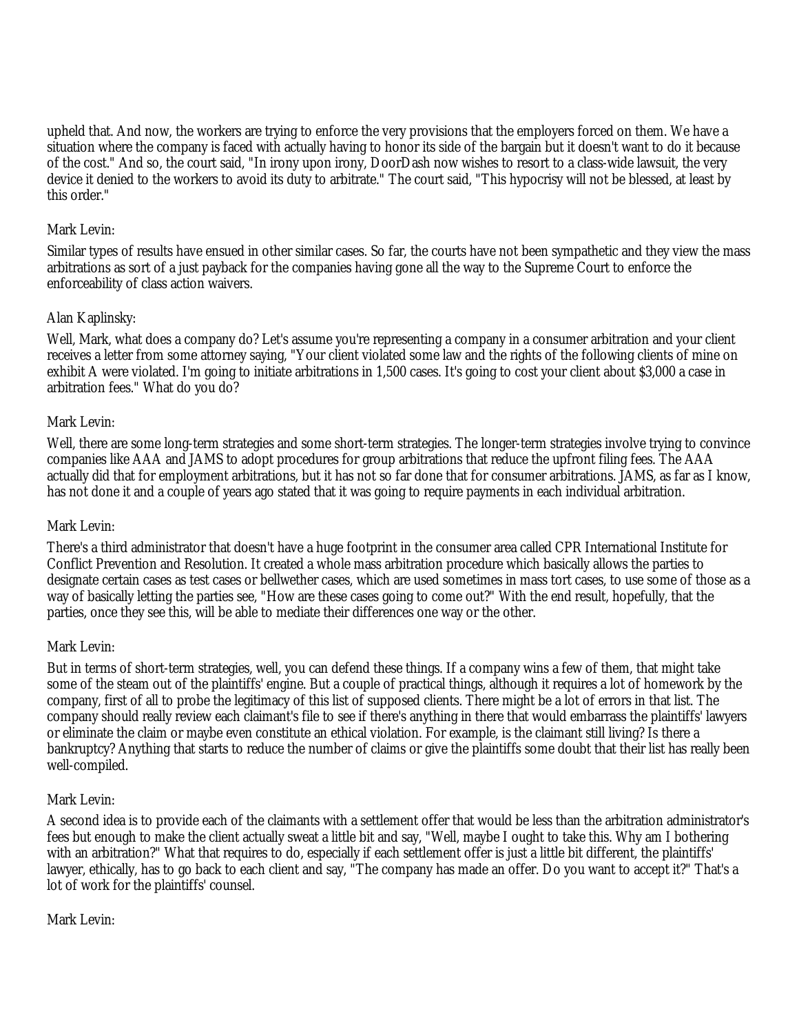upheld that. And now, the workers are trying to enforce the very provisions that the employers forced on them. We have a situation where the company is faced with actually having to honor its side of the bargain but it doesn't want to do it because of the cost." And so, the court said, "In irony upon irony, DoorDash now wishes to resort to a class-wide lawsuit, the very device it denied to the workers to avoid its duty to arbitrate." The court said, "This hypocrisy will not be blessed, at least by this order."

Mark Levin:

Similar types of results have ensued in other similar cases. So far, the courts have not been sympathetic and they view the mass arbitrations as sort of a just payback for the companies having gone all the way to the Supreme Court to enforce the enforceability of class action waivers.

Alan Kaplinsky:

Well, Mark, what does a company do? Let's assume you're representing a company in a consumer arbitration and your client receives a letter from some attorney saying, "Your client violated some law and the rights of the following clients of mine on exhibit A were violated. I'm going to initiate arbitrations in 1,500 cases. It's going to cost your client about $3,000 a case in arbitration fees." What do you do?

Mark Levin:

Well, there are some long-term strategies and some short-term strategies. The longer-term strategies involve trying to convince companies like AAA and JAMS to adopt procedures for group arbitrations that reduce the upfront filing fees. The AAA actually did that for employment arbitrations, but it has not so far done that for consumer arbitrations. JAMS, as far as I know, has not done it and a couple of years ago stated that it was going to require payments in each individual arbitration.

Mark Levin:

There's a third administrator that doesn't have a huge footprint in the consumer area called CPR International Institute for Conflict Prevention and Resolution. It created a whole mass arbitration procedure which basically allows the parties to designate certain cases as test cases or bellwether cases, which are used sometimes in mass tort cases, to use some of those as a way of basically letting the parties see, "How are these cases going to come out?" With the end result, hopefully, that the parties, once they see this, will be able to mediate their differences one way or the other.

Mark Levin:

But in terms of short-term strategies, well, you can defend these things. If a company wins a few of them, that might take some of the steam out of the plaintiffs' engine. But a couple of practical things, although it requires a lot of homework by the company, first of all to probe the legitimacy of this list of supposed clients. There might be a lot of errors in that list. The company should really review each claimant's file to see if there's anything in there that would embarrass the plaintiffs' lawyers or eliminate the claim or maybe even constitute an ethical violation. For example, is the claimant still living? Is there a bankruptcy? Anything that starts to reduce the number of claims or give the plaintiffs some doubt that their list has really been well-compiled.

Mark Levin:

A second idea is to provide each of the claimants with a settlement offer that would be less than the arbitration administrator's fees but enough to make the client actually sweat a little bit and say, "Well, maybe I ought to take this. Why am I bothering with an arbitration?" What that requires to do, especially if each settlement offer is just a little bit different, the plaintiffs' lawyer, ethically, has to go back to each client and say, "The company has made an offer. Do you want to accept it?" That's a lot of work for the plaintiffs' counsel.

Mark Levin: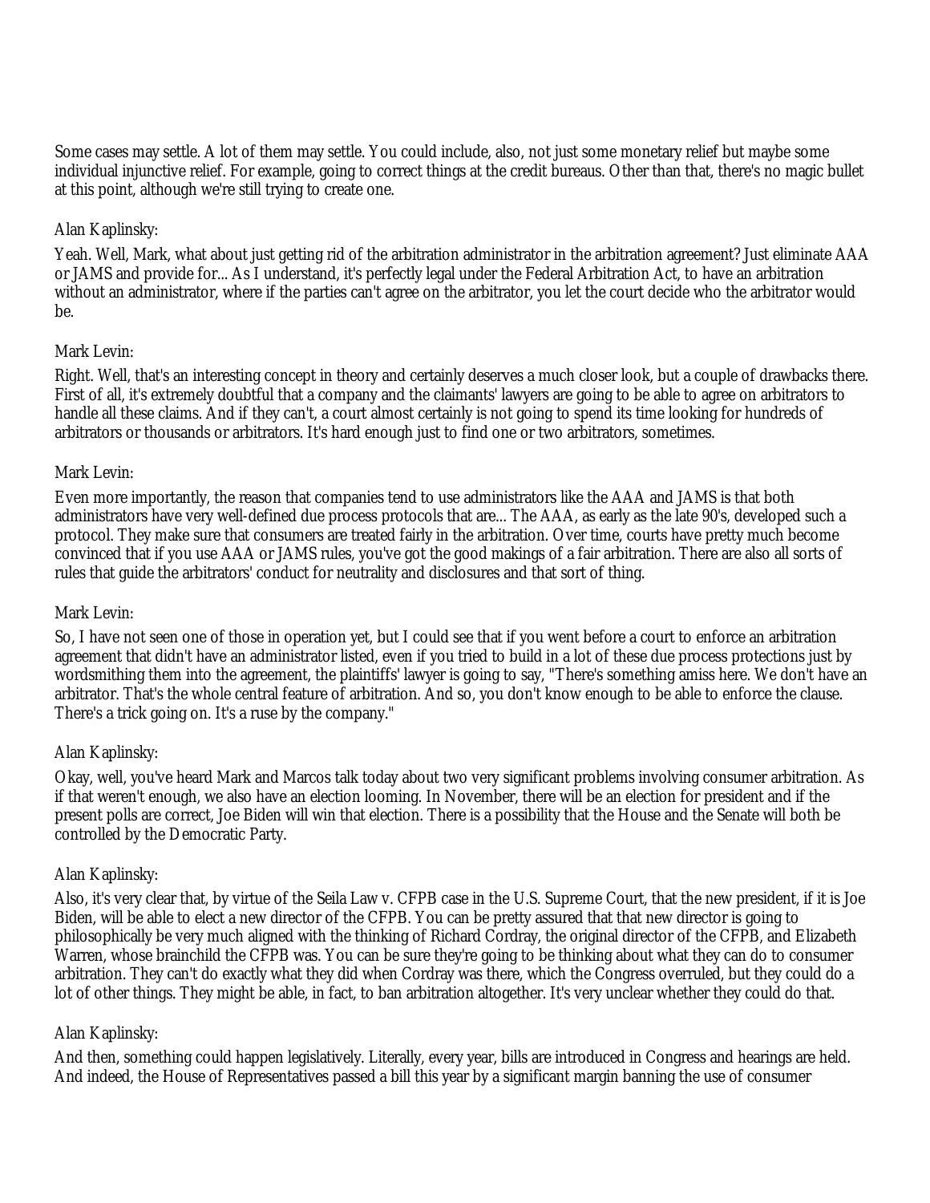Some cases may settle. A lot of them may settle. You could include, also, not just some monetary relief but maybe some individual injunctive relief. For example, going to correct things at the credit bureaus. Other than that, there's no magic bullet at this point, although we're still trying to create one.

Alan Kaplinsky:

Yeah. Well, Mark, what about just getting rid of the arbitration administrator in the arbitration agreement? Just eliminate AAA or JAMS and provide for... As I understand, it's perfectly legal under the Federal Arbitration Act, to have an arbitration without an administrator, where if the parties can't agree on the arbitrator, you let the court decide who the arbitrator would be.

Mark Levin:

Right. Well, that's an interesting concept in theory and certainly deserves a much closer look, but a couple of drawbacks there. First of all, it's extremely doubtful that a company and the claimants' lawyers are going to be able to agree on arbitrators to handle all these claims. And if they can't, a court almost certainly is not going to spend its time looking for hundreds of arbitrators or thousands or arbitrators. It's hard enough just to find one or two arbitrators, sometimes.

Mark Levin:

Even more importantly, the reason that companies tend to use administrators like the AAA and JAMS is that both administrators have very well-defined due process protocols that are... The AAA, as early as the late 90's, developed such a protocol. They make sure that consumers are treated fairly in the arbitration. Over time, courts have pretty much become convinced that if you use AAA or JAMS rules, you've got the good makings of a fair arbitration. There are also all sorts of rules that guide the arbitrators' conduct for neutrality and disclosures and that sort of thing.

Mark Levin:

So, I have not seen one of those in operation yet, but I could see that if you went before a court to enforce an arbitration agreement that didn't have an administrator listed, even if you tried to build in a lot of these due process protections just by wordsmithing them into the agreement, the plaintiffs' lawyer is going to say, "There's something amiss here. We don't have an arbitrator. That's the whole central feature of arbitration. And so, you don't know enough to be able to enforce the clause. There's a trick going on. It's a ruse by the company."

Alan Kaplinsky:

Okay, well, you've heard Mark and Marcos talk today about two very significant problems involving consumer arbitration. As if that weren't enough, we also have an election looming. In November, there will be an election for president and if the present polls are correct, Joe Biden will win that election. There is a possibility that the House and the Senate will both be controlled by the Democratic Party.

Alan Kaplinsky:

Also, it's very clear that, by virtue of the Seila Law v. CFPB case in the U.S. Supreme Court, that the new president, if it is Joe Biden, will be able to elect a new director of the CFPB. You can be pretty assured that that new director is going to philosophically be very much aligned with the thinking of Richard Cordray, the original director of the CFPB, and Elizabeth Warren, whose brainchild the CFPB was. You can be sure they're going to be thinking about what they can do to consumer arbitration. They can't do exactly what they did when Cordray was there, which the Congress overruled, but they could do a lot of other things. They might be able, in fact, to ban arbitration altogether. It's very unclear whether they could do that.

Alan Kaplinsky:

And then, something could happen legislatively. Literally, every year, bills are introduced in Congress and hearings are held. And indeed, the House of Representatives passed a bill this year by a significant margin banning the use of consumer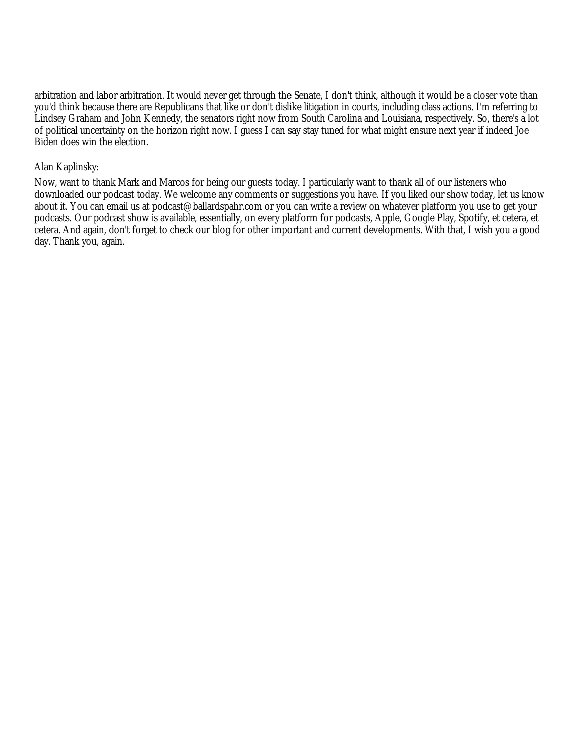arbitration and labor arbitration. It would never get through the Senate, I don't think, although it would be a closer vote than you'd think because there are Republicans that like or don't dislike litigation in courts, including class actions. I'm referring to Lindsey Graham and John Kennedy, the senators right now from South Carolina and Louisiana, respectively. So, there's a lot of political uncertainty on the horizon right now. I guess I can say stay tuned for what might ensure next year if indeed Joe Biden does win the election.

Alan Kaplinsky:

Now, want to thank Mark and Marcos for being our guests today. I particularly want to thank all of our listeners who downloaded our podcast today. We welcome any comments or suggestions you have. If you liked our show today, let us know about it. You can email us at podcast@ballardspahr.com or you can write a review on whatever platform you use to get your podcasts. Our podcast show is available, essentially, on every platform for podcasts, Apple, Google Play, Spotify, et cetera, et cetera. And again, don't forget to check our blog for other important and current developments. With that, I wish you a good day. Thank you, again.